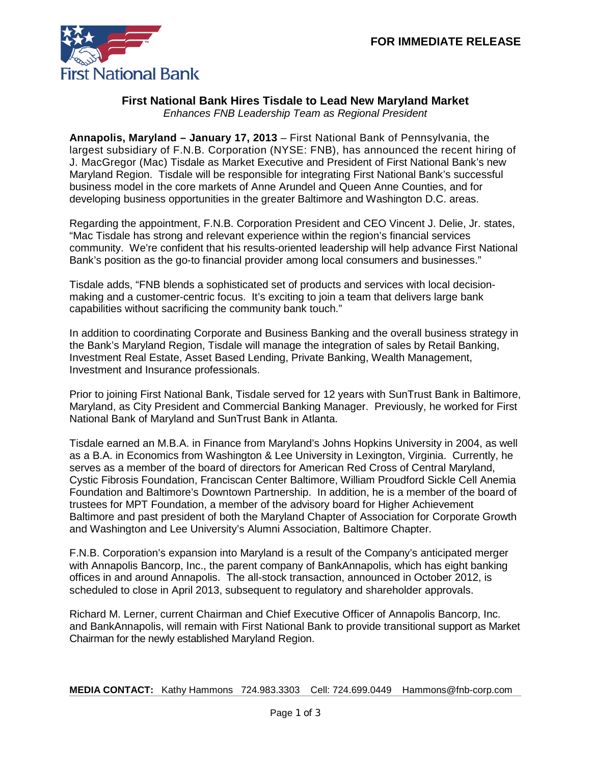**FOR IMMEDIATE RELEASE**

# First National Bank Hires Tisdale to Lead New Maryland Market

*Enhances FNB Leadership Team as Regional President*

**Annapolis, Maryland – January 17, 2013** – First National Bank of Pennsylvania, the largest subsidiary of F.N.B. Corporation (NYSE: FNB), has announced the recent hiring of J. MacGregor (Mac) Tisdale as Market Executive and President of First National Bank's new Maryland Region. Tisdale will be responsible for integrating First National Bank's successful business model in the core markets of Anne Arundel and Queen Anne Counties, and for developing business opportunities in the greater Baltimore and Washington D.C. areas.

Regarding the appointment, F.N.B. Corporation President and CEO Vincent J. Delie, Jr. states, "Mac Tisdale has strong and relevant experience within the region's financial services community. We're confident that his results-oriented leadership will help advance First National Bank's position as the go-to financial provider among local consumers and businesses."

Tisdale adds, "FNB blends a sophisticated set of products and services with local decision-making and a customer-centric focus. It's exciting to join a team that delivers large bank capabilities without sacrificing the community bank touch."

In addition to coordinating Corporate and Business Banking and the overall business strategy in the Bank's Maryland Region, Tisdale will manage the integration of sales by Retail Banking, Investment Real Estate, Asset Based Lending, Private Banking, Wealth Management, Investment and Insurance professionals.

Prior to joining First National Bank, Tisdale served for 12 years with SunTrust Bank in Baltimore, Maryland, as City President and Commercial Banking Manager. Previously, he worked for First National Bank of Maryland and SunTrust Bank in Atlanta.

Tisdale earned an M.B.A. in Finance from Maryland's Johns Hopkins University in 2004, as well as a B.A. in Economics from Washington & Lee University in Lexington, Virginia. Currently, he serves as a member of the board of directors for American Red Cross of Central Maryland, Cystic Fibrosis Foundation, Franciscan Center Baltimore, William Proudford Sickle Cell Anemia Foundation and Baltimore's Downtown Partnership. In addition, he is a member of the board of trustees for MPT Foundation, a member of the advisory board for Higher Achievement Baltimore and past president of both the Maryland Chapter of Association for Corporate Growth and Washington and Lee University's Alumni Association, Baltimore Chapter.

F.N.B. Corporation's expansion into Maryland is a result of the Company's anticipated merger with Annapolis Bancorp, Inc., the parent company of BankAnnapolis, which has eight banking offices in and around Annapolis. The all-stock transaction, announced in October 2012, is scheduled to close in April 2013, subsequent to regulatory and shareholder approvals.

Richard M. Lerner, current Chairman and Chief Executive Officer of Annapolis Bancorp, Inc. and BankAnnapolis, will remain with First National Bank to provide transitional support as Market Chairman for the newly established Maryland Region.

**MEDIA CONTACT:** Kathy Hammons 724.983.3303 Cell: 724.699.0449 Hammons@fnb-corp.com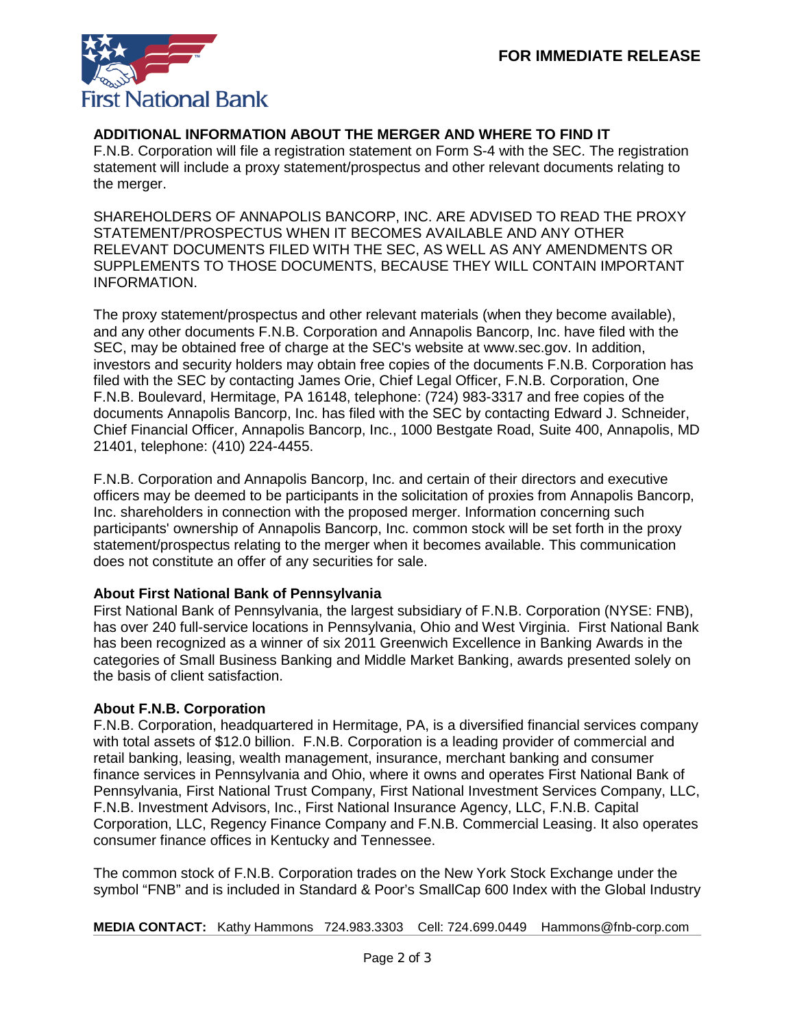**FOR IMMEDIATE RELEASE**

**ADDITIONAL INFORMATION ABOUT THE MERGER AND WHERE TO FIND IT**
F.N.B. Corporation will file a registration statement on Form S-4 with the SEC. The registration statement will include a proxy statement/prospectus and other relevant documents relating to the merger.

SHAREHOLDERS OF ANNAPOLIS BANCORP, INC. ARE ADVISED TO READ THE PROXY STATEMENT/PROSPECTUS WHEN IT BECOMES AVAILABLE AND ANY OTHER RELEVANT DOCUMENTS FILED WITH THE SEC, AS WELL AS ANY AMENDMENTS OR SUPPLEMENTS TO THOSE DOCUMENTS, BECAUSE THEY WILL CONTAIN IMPORTANT INFORMATION.

The proxy statement/prospectus and other relevant materials (when they become available), and any other documents F.N.B. Corporation and Annapolis Bancorp, Inc. have filed with the SEC, may be obtained free of charge at the SEC's website at www.sec.gov. In addition, investors and security holders may obtain free copies of the documents F.N.B. Corporation has filed with the SEC by contacting James Orie, Chief Legal Officer, F.N.B. Corporation, One F.N.B. Boulevard, Hermitage, PA 16148, telephone: (724) 983-3317 and free copies of the documents Annapolis Bancorp, Inc. has filed with the SEC by contacting Edward J. Schneider, Chief Financial Officer, Annapolis Bancorp, Inc., 1000 Bestgate Road, Suite 400, Annapolis, MD 21401, telephone: (410) 224-4455.

F.N.B. Corporation and Annapolis Bancorp, Inc. and certain of their directors and executive officers may be deemed to be participants in the solicitation of proxies from Annapolis Bancorp, Inc. shareholders in connection with the proposed merger. Information concerning such participants' ownership of Annapolis Bancorp, Inc. common stock will be set forth in the proxy statement/prospectus relating to the merger when it becomes available. This communication does not constitute an offer of any securities for sale.

**About First National Bank of Pennsylvania**
First National Bank of Pennsylvania, the largest subsidiary of F.N.B. Corporation (NYSE: FNB), has over 240 full-service locations in Pennsylvania, Ohio and West Virginia. First National Bank has been recognized as a winner of six 2011 Greenwich Excellence in Banking Awards in the categories of Small Business Banking and Middle Market Banking, awards presented solely on the basis of client satisfaction.

**About F.N.B. Corporation**
F.N.B. Corporation, headquartered in Hermitage, PA, is a diversified financial services company with total assets of $12.0 billion. F.N.B. Corporation is a leading provider of commercial and retail banking, leasing, wealth management, insurance, merchant banking and consumer finance services in Pennsylvania and Ohio, where it owns and operates First National Bank of Pennsylvania, First National Trust Company, First National Investment Services Company, LLC, F.N.B. Investment Advisors, Inc., First National Insurance Agency, LLC, F.N.B. Capital Corporation, LLC, Regency Finance Company and F.N.B. Commercial Leasing. It also operates consumer finance offices in Kentucky and Tennessee.

The common stock of F.N.B. Corporation trades on the New York Stock Exchange under the symbol "FNB" and is included in Standard & Poor's SmallCap 600 Index with the Global Industry

**MEDIA CONTACT:** Kathy Hammons 724.983.3303 Cell: 724.699.0449 Hammons@fnb-corp.com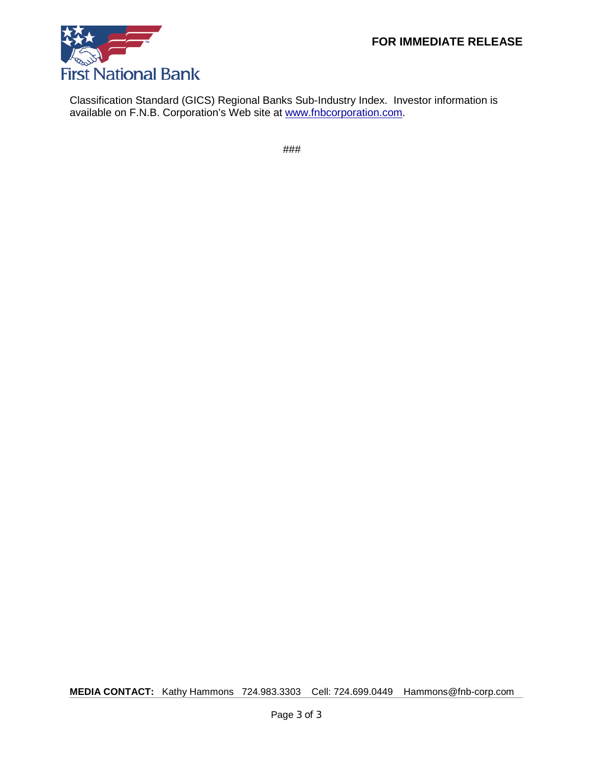FOR IMMEDIATE RELEASE

Classification Standard (GICS) Regional Banks Sub-Industry Index. Investor information is available on F.N.B. Corporation's Web site at www.fnbcorporation.com.

###

**MEDIA CONTACT:** Kathy Hammons 724.983.3303 Cell: 724.699.0449 Hammons@fnb-corp.com